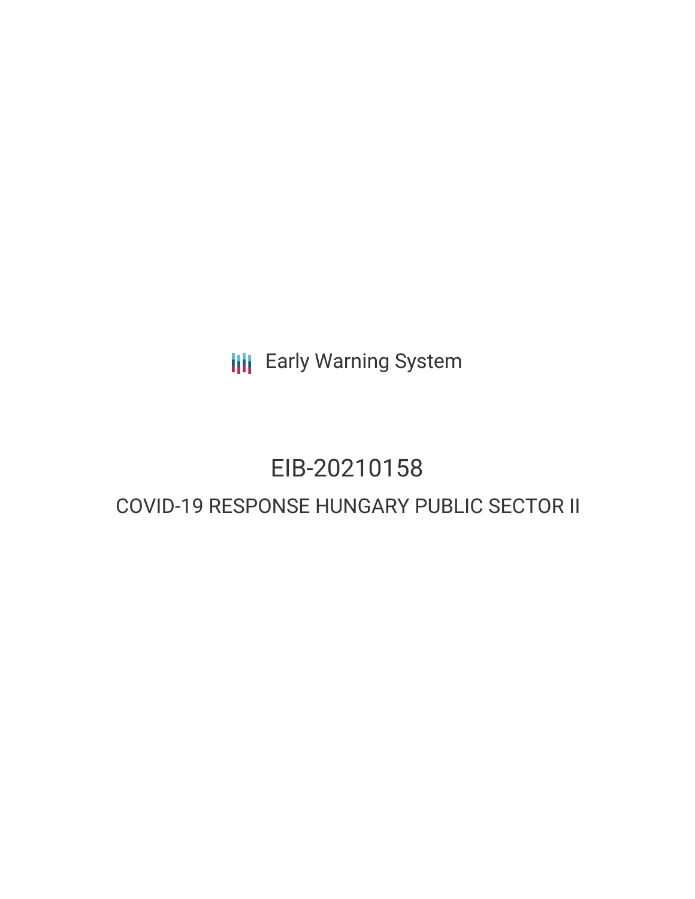Early Warning System

# EIB-20210158

## COVID-19 RESPONSE HUNGARY PUBLIC SECTOR II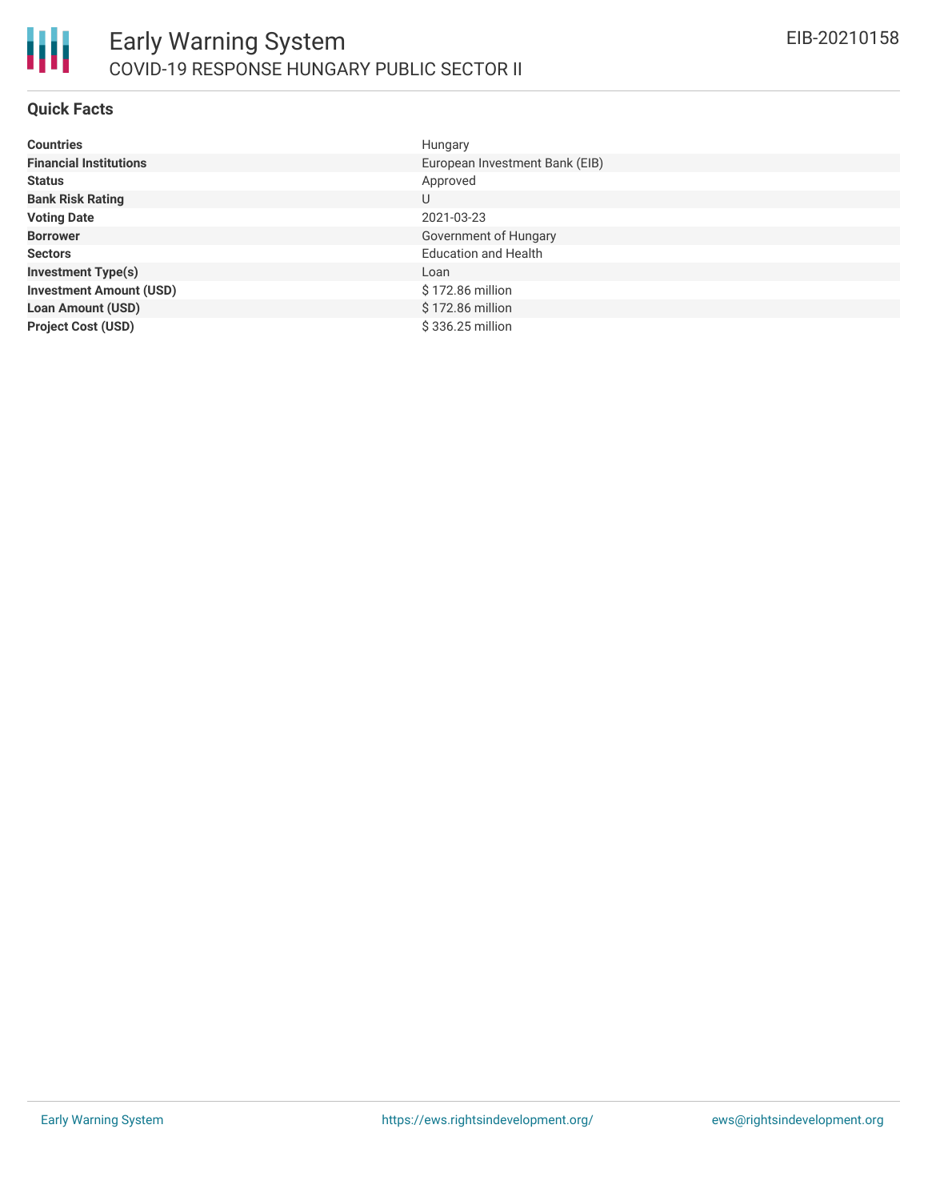# Early Warning System

## COVID-19 RESPONSE HUNGARY PUBLIC SECTOR II

EIB-20210158

### Quick Facts

| | |
|---|---|
| **Countries** | Hungary |
| **Financial Institutions** | European Investment Bank (EIB) |
| **Status** | Approved |
| **Bank Risk Rating** | U |
| **Voting Date** | 2021-03-23 |
| **Borrower** | Government of Hungary |
| **Sectors** | Education and Health |
| **Investment Type(s)** | Loan |
| **Investment Amount (USD)** | $ 172.86 million |
| **Loan Amount (USD)** | $ 172.86 million |
| **Project Cost (USD)** | $ 336.25 million |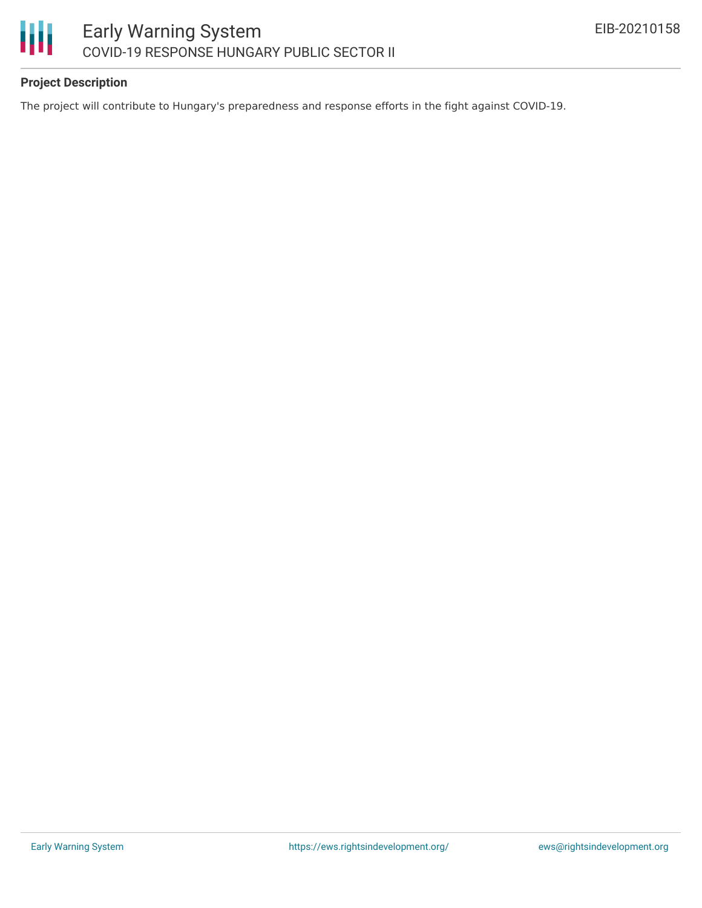**Project Description**

The project will contribute to Hungary's preparedness and response efforts in the fight against COVID-19.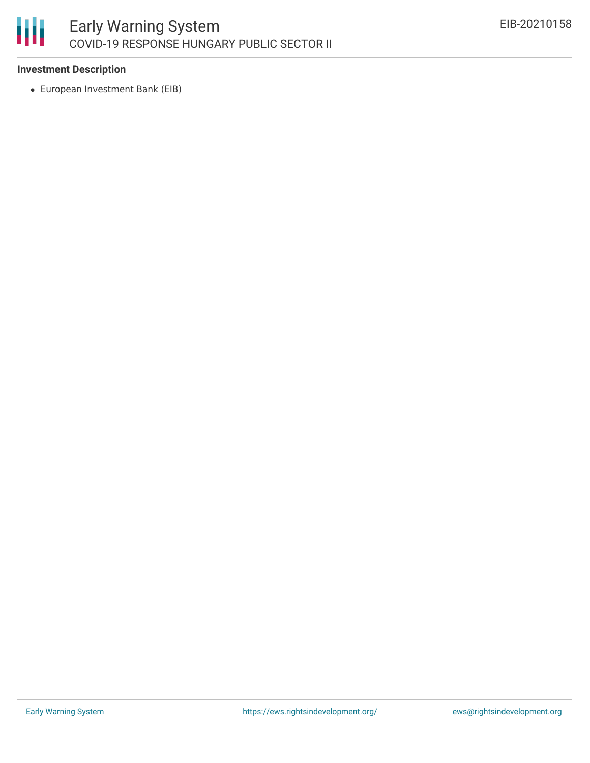### Investment Description

- European Investment Bank (EIB)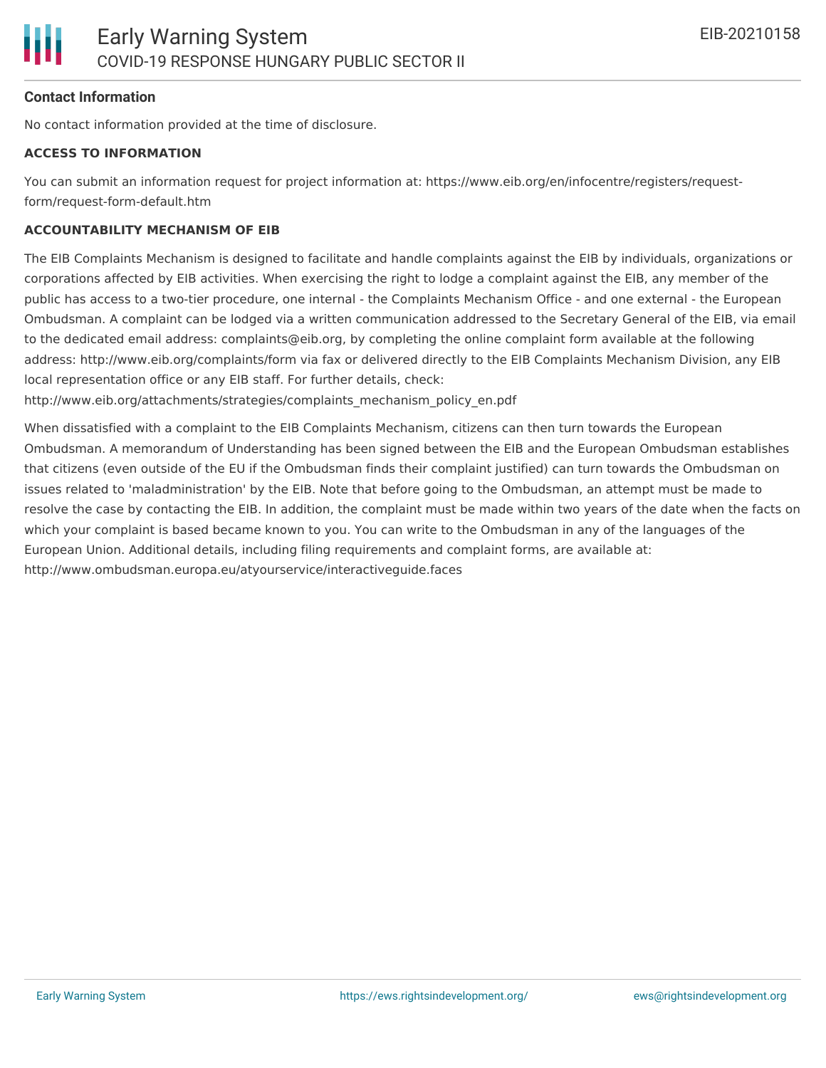### Contact Information

No contact information provided at the time of disclosure.

#### ACCESS TO INFORMATION

You can submit an information request for project information at: https://www.eib.org/en/infocentre/registers/request-form/request-form-default.htm

#### ACCOUNTABILITY MECHANISM OF EIB

The EIB Complaints Mechanism is designed to facilitate and handle complaints against the EIB by individuals, organizations or corporations affected by EIB activities. When exercising the right to lodge a complaint against the EIB, any member of the public has access to a two-tier procedure, one internal - the Complaints Mechanism Office - and one external - the European Ombudsman. A complaint can be lodged via a written communication addressed to the Secretary General of the EIB, via email to the dedicated email address: complaints@eib.org, by completing the online complaint form available at the following address: http://www.eib.org/complaints/form via fax or delivered directly to the EIB Complaints Mechanism Division, any EIB local representation office or any EIB staff. For further details, check: http://www.eib.org/attachments/strategies/complaints_mechanism_policy_en.pdf

When dissatisfied with a complaint to the EIB Complaints Mechanism, citizens can then turn towards the European Ombudsman. A memorandum of Understanding has been signed between the EIB and the European Ombudsman establishes that citizens (even outside of the EU if the Ombudsman finds their complaint justified) can turn towards the Ombudsman on issues related to 'maladministration' by the EIB. Note that before going to the Ombudsman, an attempt must be made to resolve the case by contacting the EIB. In addition, the complaint must be made within two years of the date when the facts on which your complaint is based became known to you. You can write to the Ombudsman in any of the languages of the European Union. Additional details, including filing requirements and complaint forms, are available at: http://www.ombudsman.europa.eu/atyourservice/interactiveguide.faces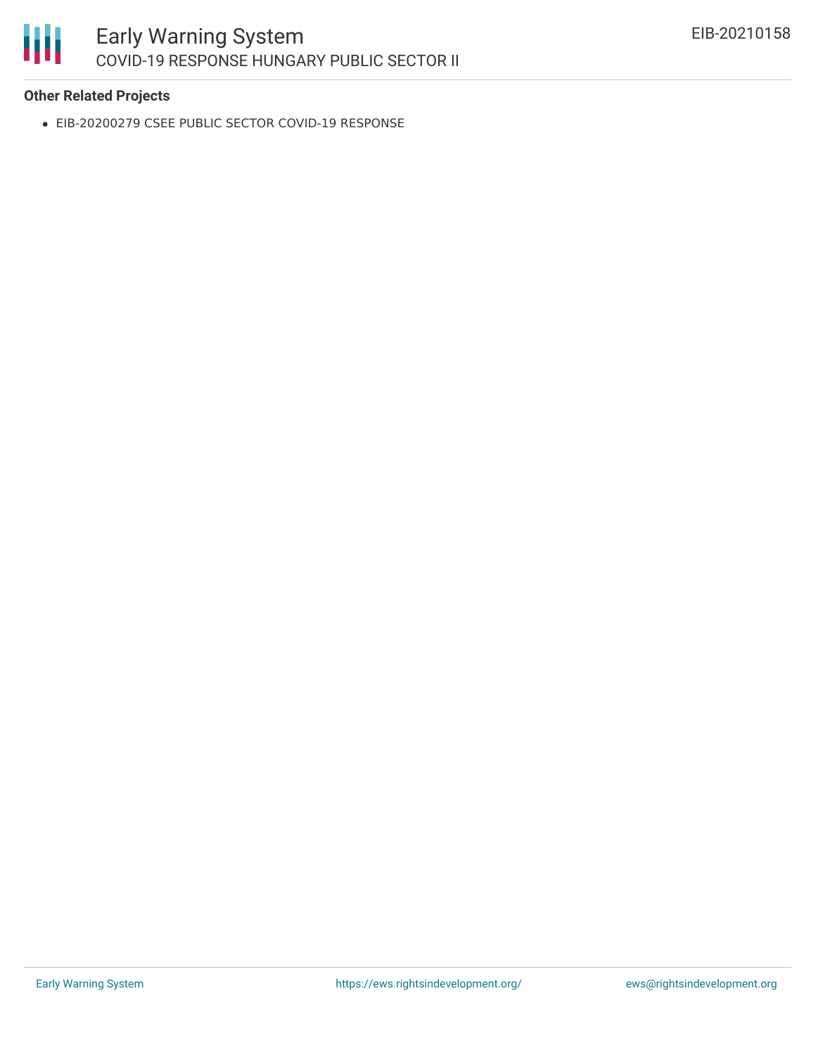**Other Related Projects**

- EIB-20200279 CSEE PUBLIC SECTOR COVID-19 RESPONSE